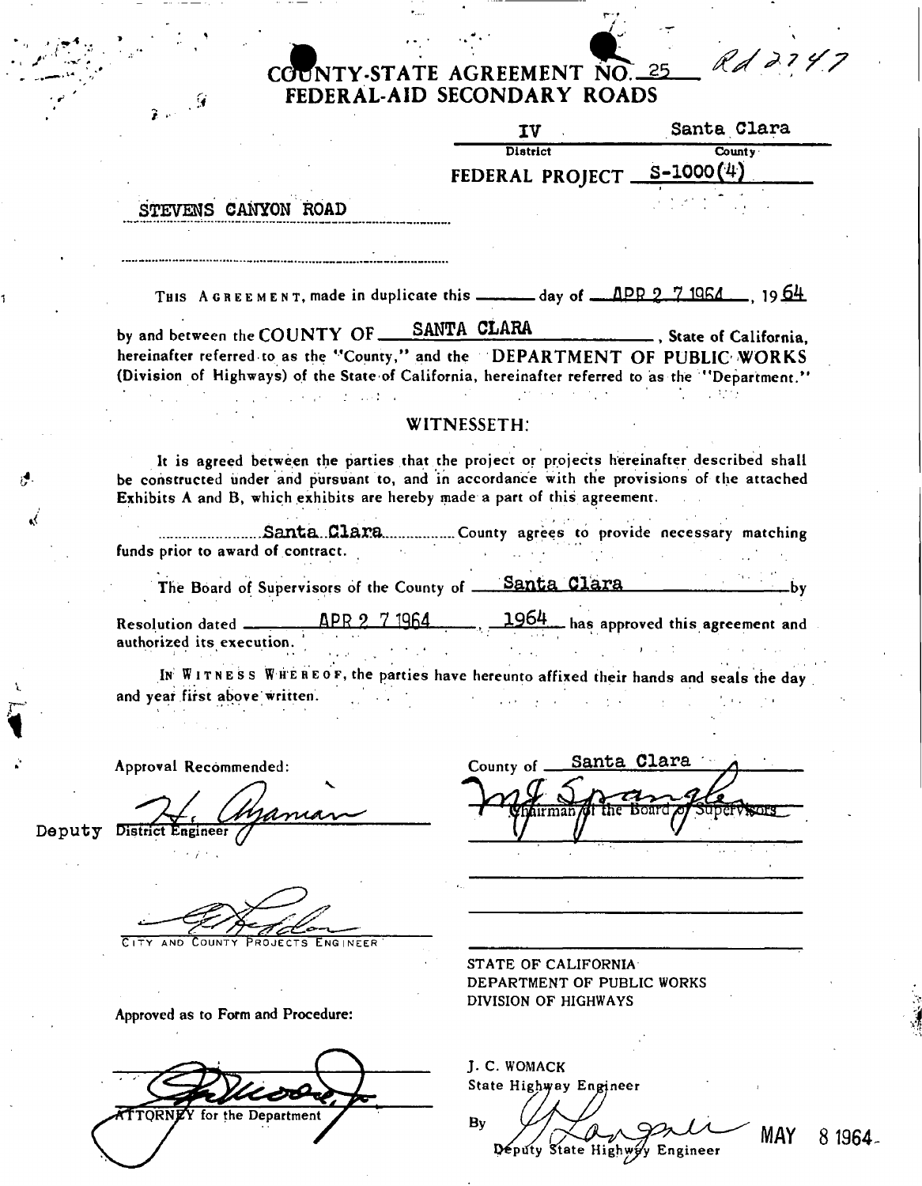# COUNTY-STATE AGREEMENT NO. 25 Rd 2747
## FEDERAL-AID SECONDARY ROADS

| IV | Santa Clara |
|---|---|
| District | County |

FEDERAL PROJECT S-1000(4)

STEVENS CANYON ROAD

THIS AGREEMENT, made in duplicate this ______ day of APR 2 7 1964, 1964

by and between the COUNTY OF SANTA CLARA, State of California, hereinafter referred to as the "County," and the DEPARTMENT OF PUBLIC WORKS (Division of Highways) of the State of California, hereinafter referred to as the "Department."

WITNESSETH:

It is agreed between the parties that the project or projects hereinafter described shall be constructed under and pursuant to, and in accordance with the provisions of the attached Exhibits A and B, which exhibits are hereby made a part of this agreement.

Santa Clara County agrees to provide necessary matching funds prior to award of contract.

The Board of Supervisors of the County of Santa Clara by Resolution dated APR 2 7 1964, 1964 has approved this agreement and authorized its execution.

IN WITNESS WHEREOF, the parties have hereunto affixed their hands and seals the day and year first above written.

Approval Recommended:

Deputy District Engineer

CITY AND COUNTY PROJECTS ENGINEER

Approved as to Form and Procedure:

ATTORNEY for the Department

County of Santa Clara

Chairman of the Board of Supervisors

STATE OF CALIFORNIA
DEPARTMENT OF PUBLIC WORKS
DIVISION OF HIGHWAYS

J. C. WOMACK
State Highway Engineer

By
Deputy State Highway Engineer

MAY 8 1964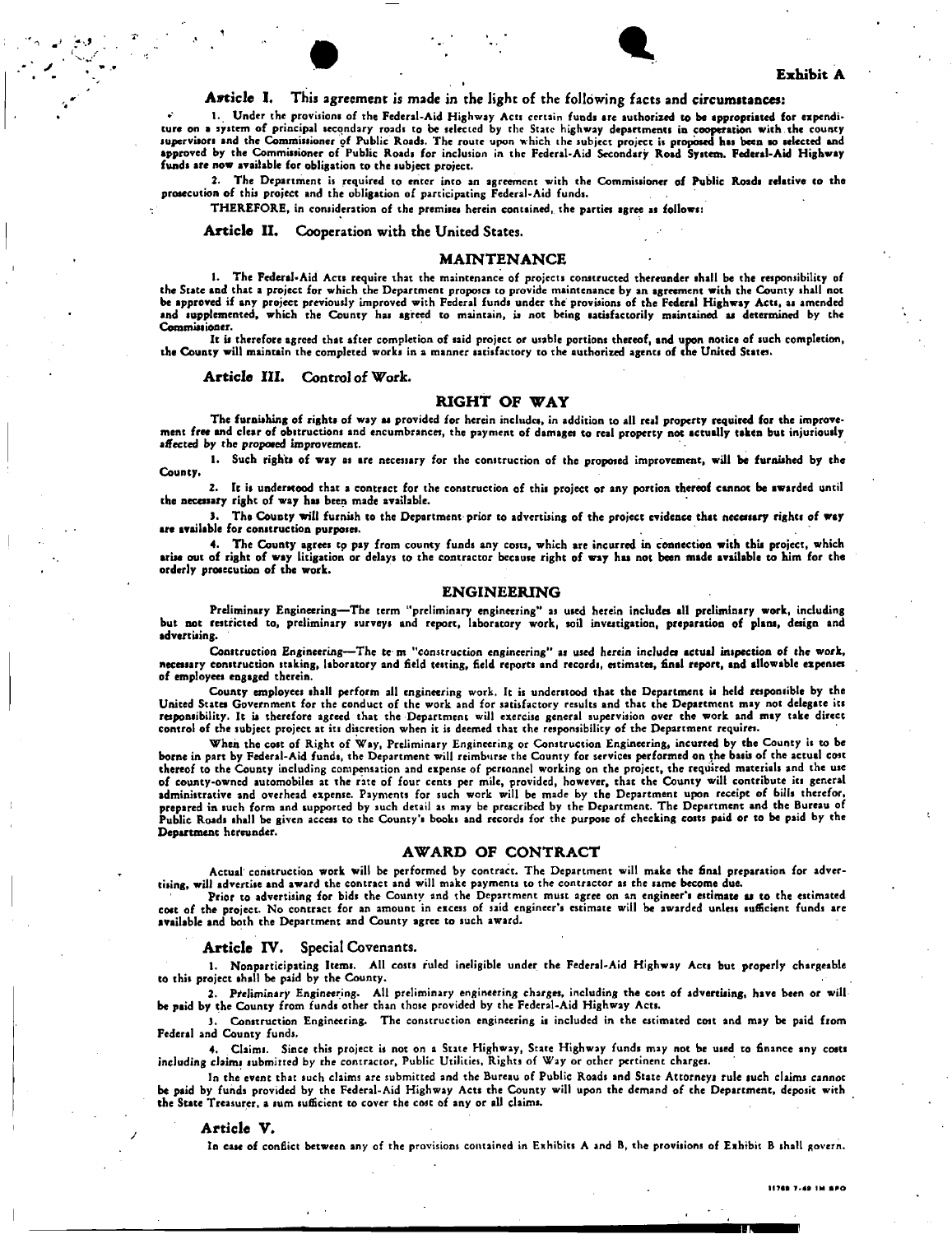Exhibit A

**Article I.** This agreement is made in the light of the following facts and circumstances:

1. Under the provisions of the Federal-Aid Highway Acts certain funds are authorized to be appropriated for expenditure on a system of principal secondary roads to be selected by the State highway departments in cooperation with the county supervisors and the Commissioner of Public Roads. The route upon which the subject project is proposed has been so selected and approved by the Commissioner of Public Roads for inclusion in the Federal-Aid Secondary Road System. Federal-Aid Highway funds are now available for obligation to the subject project.

2. The Department is required to enter into an agreement with the Commissioner of Public Roads relative to the prosecution of this project and the obligation of participating Federal-Aid funds.

THEREFORE, in consideration of the premises herein contained, the parties agree as follows:

**Article II.** Cooperation with the United States.

## MAINTENANCE

1. The Federal-Aid Acts require that the maintenance of projects constructed thereunder shall be the responsibility of the State and that a project for which the Department proposes to provide maintenance by an agreement with the County shall not be approved if any project previously improved with Federal funds under the provisions of the Federal Highway Acts, as amended and supplemented, which the County has agreed to maintain, is not being satisfactorily maintained as determined by the Commissioner.

It is therefore agreed that after completion of said project or usable portions thereof, and upon notice of such completion, the County will maintain the completed works in a manner satisfactory to the authorized agents of the United States.

**Article III.** Control of Work.

## RIGHT OF WAY

The furnishing of rights of way as provided for herein includes, in addition to all real property required for the improvement free and clear of obstructions and encumbrances, the payment of damages to real property not actually taken but injuriously affected by the *proposed* improvement.

1. Such rights of way as are necessary for the construction of the proposed improvement, will be furnished by the County.

2. It is understood that a contract for the construction of this project or any portion thereof cannot be awarded until the necessary right of way has been made available.

3. The County will furnish to the Department prior to advertising of the project evidence that necessary rights of way are available for construction purposes.

4. The County agrees to pay from county funds any costs, which are incurred in connection with this project, which arise out of right of way litigation or delays to the contractor because right of way has not been made available to him for the orderly prosecution of the work.

## ENGINEERING

*Preliminary Engineering*—The term "preliminary engineering" as used herein includes all preliminary work, including but not restricted to, preliminary surveys and report, laboratory work, soil investigation, preparation of plans, design and advertising.

*Construction Engineering*—The te m "construction engineering" as used herein includes actual inspection of the work, necessary construction staking, laboratory and field testing, field reports and records, estimates, final report, and allowable expenses of employees engaged therein.

County employees shall perform all engineering work. It is understood that the Department is held responsible by the United States Government for the conduct of the work and for satisfactory results and that the Department may not delegate its responsibility. It is therefore agreed that the Department will exercise general supervision over the work and may take direct control of the subject project at its discretion when it is deemed that the responsibility of the Department requires.

When the cost of Right of Way, Preliminary Engineering or Construction Engineering, incurred by the County is to be borne in part by Federal-Aid funds, the Department will reimburse the County for services performed on the basis of the actual cost thereof to the County including compensation and expense of personnel working on the project, the required materials and the use of county-owned automobiles at the rate of four cents per mile, provided, however, that the County will contribute its general administrative and overhead expense. Payments for such work will be made by the Department upon receipt of bills therefor, prepared in such form and supported by such detail as may be prescribed by the Department. The Department and the Bureau of Public Roads shall be given access to the County's books and records for the purpose of checking costs paid or to be paid by the Department hereunder.

## AWARD OF CONTRACT

Actual construction work will be performed by contract. The Department will make the final preparation for advertising, will advertise and award the contract and will make payments to the contractor as the same become due.

Prior to advertising for bids the County and the Department must agree on an engineer's estimate as to the estimated cost of the project. No contract for an amount in excess of said engineer's estimate will be awarded unless sufficient funds are available and both the Department and County agree to such award.

**Article IV.** Special Covenants.

1. Nonparticipating Items. All costs ruled ineligible under the Federal-Aid Highway Acts but properly chargeable to this project shall be paid by the County.

2. *Preliminary Engineering.* All preliminary engineering charges, including the cost of advertising, have been or will be paid by the County from funds other than those provided by the Federal-Aid Highway Acts.

3. Construction Engineering. The construction engineering is included in the estimated cost and may be paid from Federal and County funds.

4. Claims. Since this project is not on a State Highway, State Highway funds may not be used to finance any costs including claims submitted by the contractor, Public Utilities, Rights of Way or other pertinent charges.

In the event that such claims are submitted and the Bureau of Public Roads and State Attorneys rule such claims cannot be paid by funds provided by the Federal-Aid Highway Acts the County will upon the demand of the Department, deposit with the State Treasurer, a sum sufficient to cover the cost of any or all claims.

**Article V.**

In case of conflict between any of the provisions contained in Exhibits A and B, the provisions of Exhibit B shall govern.

11768 7-49 1M SPO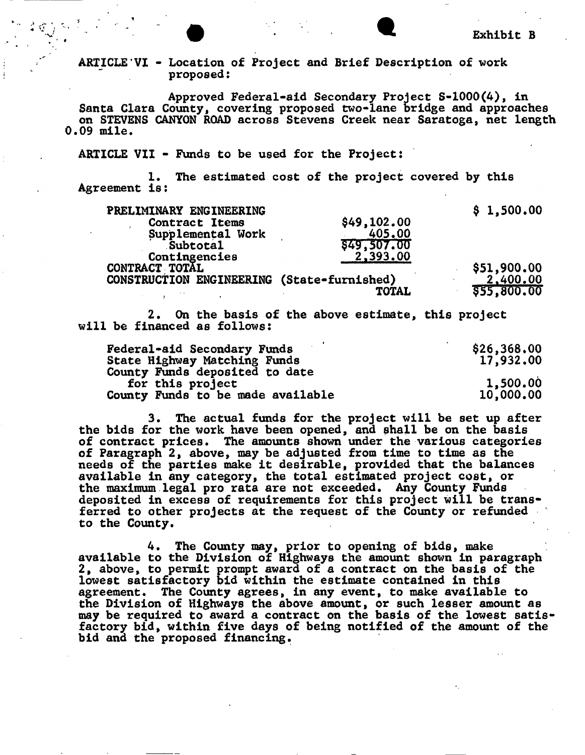Exhibit B

ARTICLE VI - Location of Project and Brief Description of work proposed:

Approved Federal-aid Secondary Project S-1000(4), in Santa Clara County, covering proposed two-lane bridge and approaches on STEVENS CANYON ROAD across Stevens Creek near Saratoga, net length 0.09 mile.

ARTICLE VII - Funds to be used for the Project:

1. The estimated cost of the project covered by this Agreement is:

| | | |
|---|---|---|
| PRELIMINARY ENGINEERING | | $ 1,500.00 |
| Contract Items | $49,102.00 | |
| Supplemental Work | 405.00 | |
| Subtotal | $49,507.00 | |
| Contingencies | 2,393.00 | |
| CONTRACT TOTAL | | $51,900.00 |
| CONSTRUCTION ENGINEERING (State-furnished) | | 2,400.00 |
| TOTAL | | $55,800.00 |

2. On the basis of the above estimate, this project will be financed as follows:

| | |
|---|---|
| Federal-aid Secondary Funds | $26,368.00 |
| State Highway Matching Funds | 17,932.00 |
| County Funds deposited to date for this project | 1,500.00 |
| County Funds to be made available | 10,000.00 |

3. The actual funds for the project will be set up after the bids for the work have been opened, and shall be on the basis of contract prices. The amounts shown under the various categories of Paragraph 2, above, may be adjusted from time to time as the needs of the parties make it desirable, provided that the balances available in any category, the total estimated project cost, or the maximum legal pro rata are not exceeded. Any County Funds deposited in excess of requirements for this project will be transferred to other projects at the request of the County or refunded to the County.

4. The County may, prior to opening of bids, make available to the Division of Highways the amount shown in paragraph 2, above, to permit prompt award of a contract on the basis of the lowest satisfactory bid within the estimate contained in this agreement. The County agrees, in any event, to make available to the Division of Highways the above amount, or such lesser amount as may be required to award a contract on the basis of the lowest satisfactory bid, within five days of being notified of the amount of the bid and the proposed financing.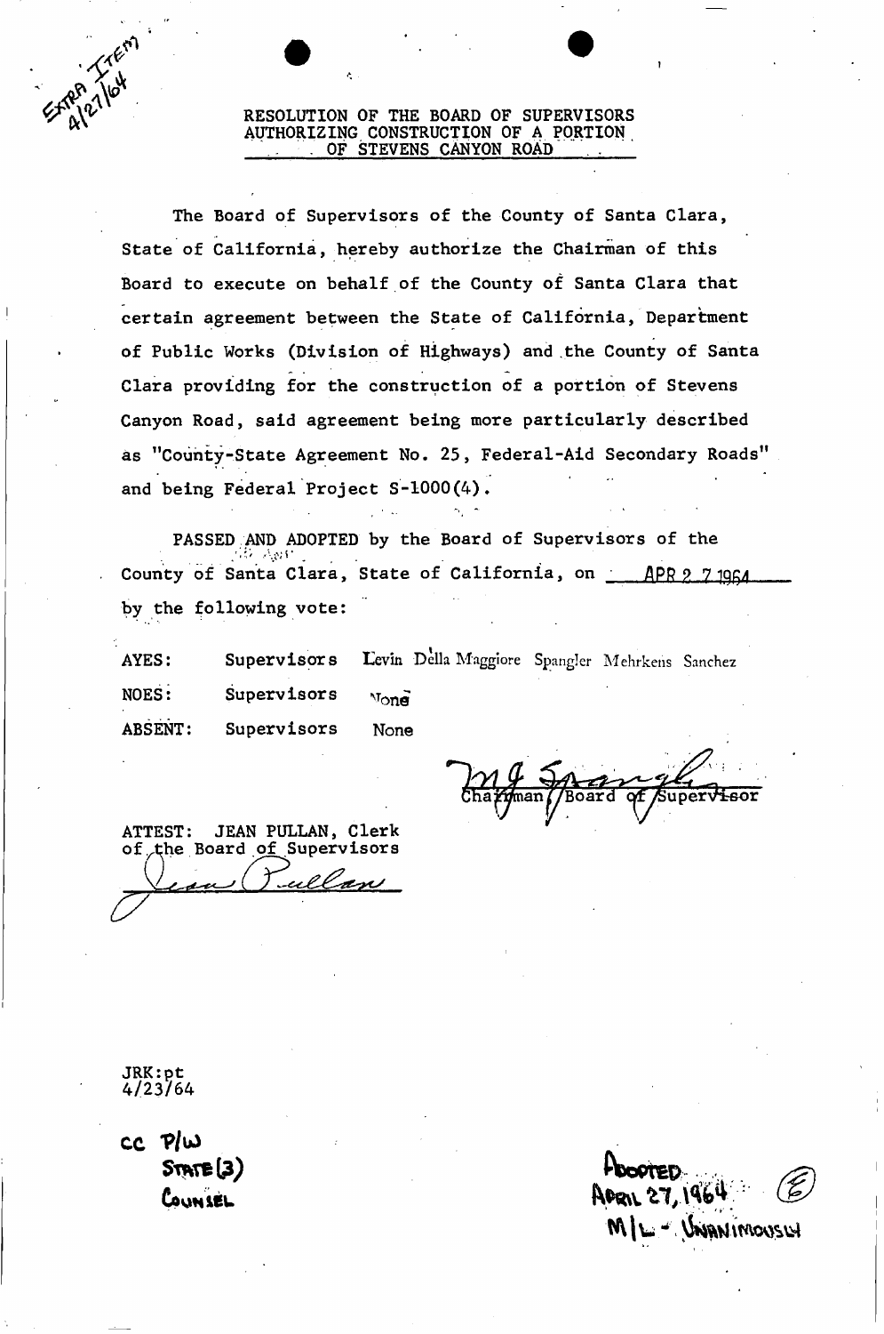Extra Item 4/27/64

# RESOLUTION OF THE BOARD OF SUPERVISORS AUTHORIZING CONSTRUCTION OF A PORTION OF STEVENS CANYON ROAD

The Board of Supervisors of the County of Santa Clara, State of California, hereby authorize the Chairman of this Board to execute on behalf of the County of Santa Clara that certain agreement between the State of California, Department of Public Works (Division of Highways) and the County of Santa Clara providing for the construction of a portion of Stevens Canyon Road, said agreement being more particularly described as "County-State Agreement No. 25, Federal-Aid Secondary Roads" and being Federal Project S-1000(4).

PASSED AND ADOPTED by the Board of Supervisors of the County of Santa Clara, State of California, on APR 27 1964 by the following vote:

AYES: Supervisors Levin Della Maggiore Spangler Mehrkens Sanchez

NOES: Supervisors None

ABSENT: Supervisors None

M J Spangler
Chairman, Board of Supervisor

ATTEST: JEAN PULLAN, Clerk of the Board of Supervisors

Jean Pullan

JRK:pt
4/23/64

cc P/W
State (3)
Counsel

Adopted
April 27, 1964
M/L - Unanimously

(E)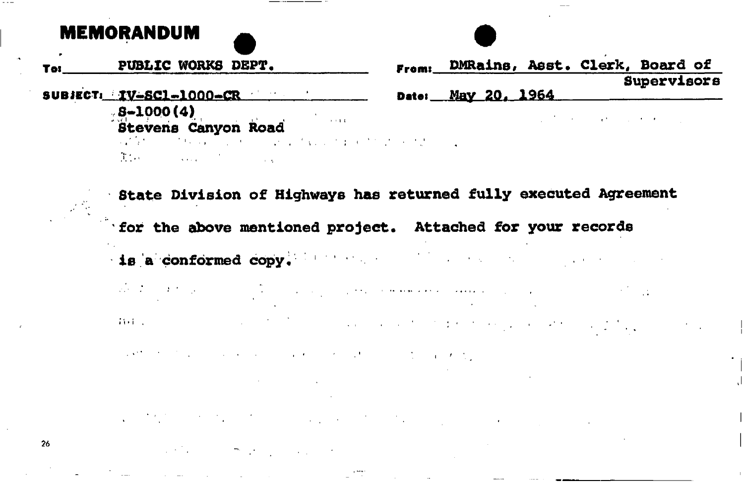# MEMORANDUM

**To:** PUBLIC WORKS DEPT.

**From:** DMRains, Asst. Clerk, Board of Supervisors

**SUBJECT:** IV-SCl-1000-CR
S-1000(4)
Stevens Canyon Road

**Date:** May 20, 1964

State Division of Highways has returned fully executed Agreement for the above mentioned project. Attached for your records is a conformed copy.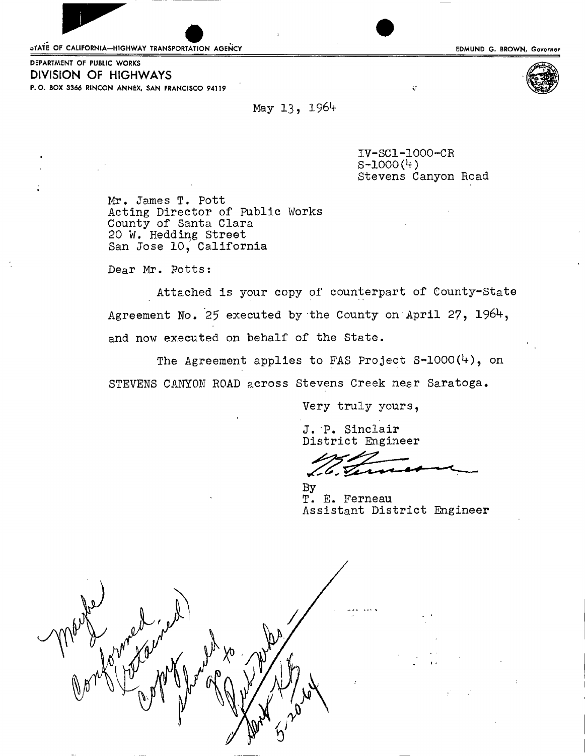STATE OF CALIFORNIA—HIGHWAY TRANSPORTATION AGENCY

EDMUND G. BROWN, Governor

DEPARTMENT OF PUBLIC WORKS
**DIVISION OF HIGHWAYS**
P. O. BOX 3366 RINCON ANNEX, SAN FRANCISCO 94119

May 13, 1964

IV-SCl-1000-CR
S-1000(4)
Stevens Canyon Road

Mr. James T. Pott
Acting Director of Public Works
County of Santa Clara
20 W. Hedding Street
San Jose 10, California

Dear Mr. Potts:

Attached is your copy of counterpart of County-State Agreement No. 25 executed by the County on April 27, 1964, and now executed on behalf of the State.

The Agreement applies to FAS Project S-1000(4), on STEVENS CANYON ROAD across Stevens Creek near Saratoga.

Very truly yours,

J. P. Sinclair
District Engineer

By
T. E. Ferneau
Assistant District Engineer

maybe conformed (retained) copy should go to Pub Wks Dept HB 5-20-64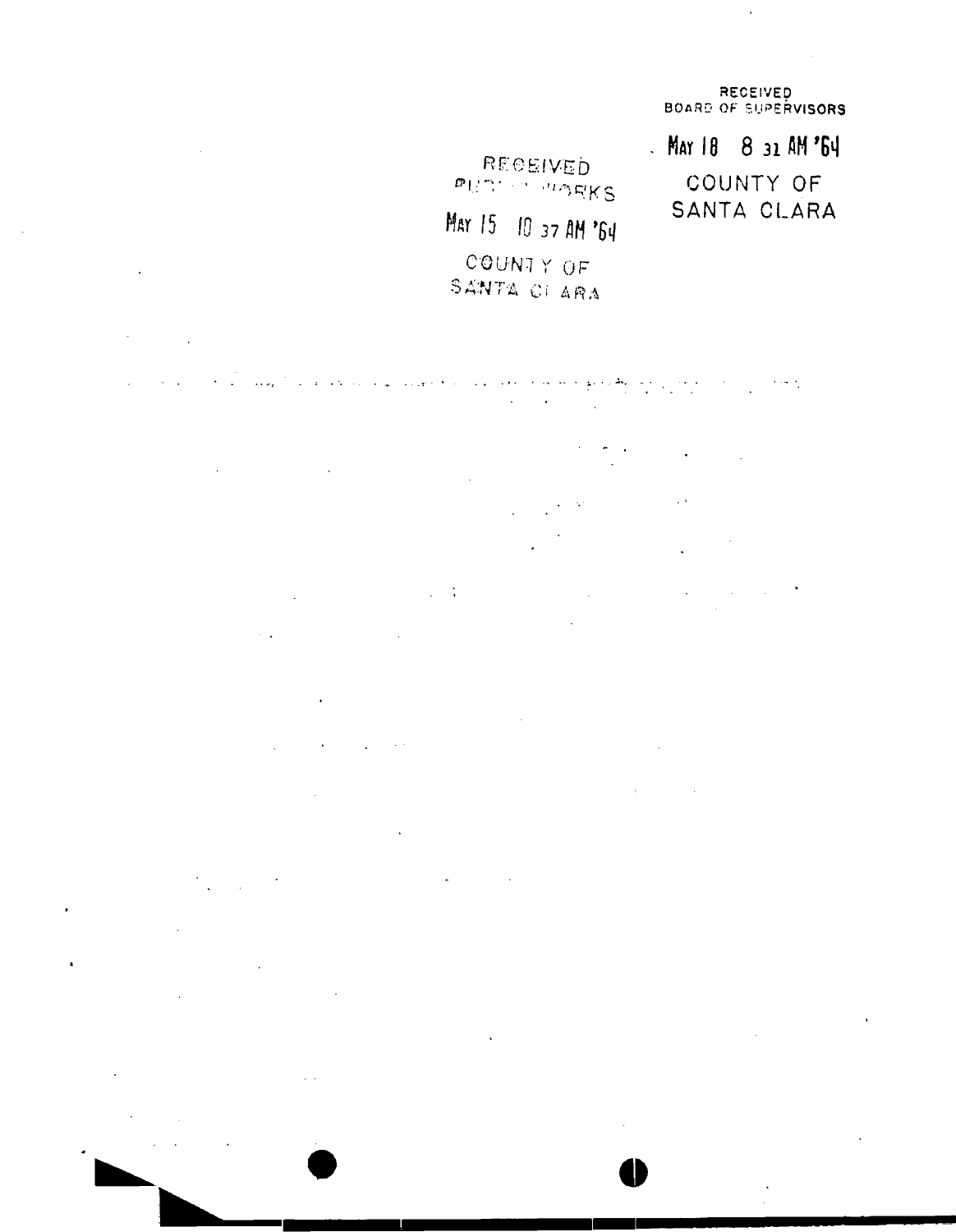RECEIVED
BOARD OF SUPERVISORS

MAY 18 8 31 AM '64

COUNTY OF
SANTA CLARA

RECEIVED
PUBLIC WORKS

MAY 15 10 37 AM '64

COUNTY OF
SANTA CLARA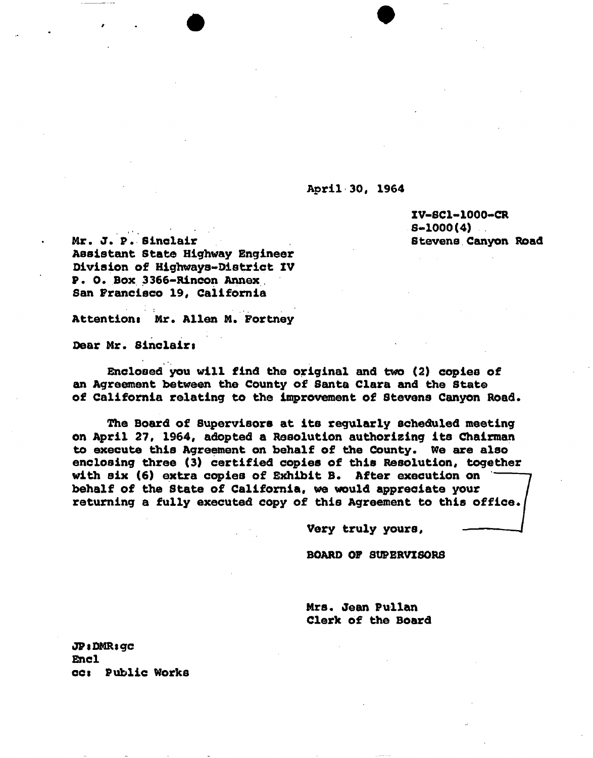April 30, 1964

IV-SCl-1000-CR
S-1000(4)
Stevens Canyon Road

Mr. J. P. Sinclair
Assistant State Highway Engineer
Division of Highways-District IV
P. O. Box 3366-Rincon Annex
San Francisco 19, California

Attention: Mr. Allen M. Fortney

Dear Mr. Sinclair:

Enclosed you will find the original and two (2) copies of an Agreement between the County of Santa Clara and the State of California relating to the improvement of Stevens Canyon Road.

The Board of Supervisors at its regularly scheduled meeting on April 27, 1964, adopted a Resolution authorizing its Chairman to execute this Agreement on behalf of the County. We are also enclosing three (3) certified copies of this Resolution, together with six (6) extra copies of Exhibit B. After execution on behalf of the State of California, we would appreciate your returning a fully executed copy of this Agreement to this office.

Very truly yours,

BOARD OF SUPERVISORS

Mrs. Jean Pullan
Clerk of the Board

JP:DMR:gc
Encl
cc: Public Works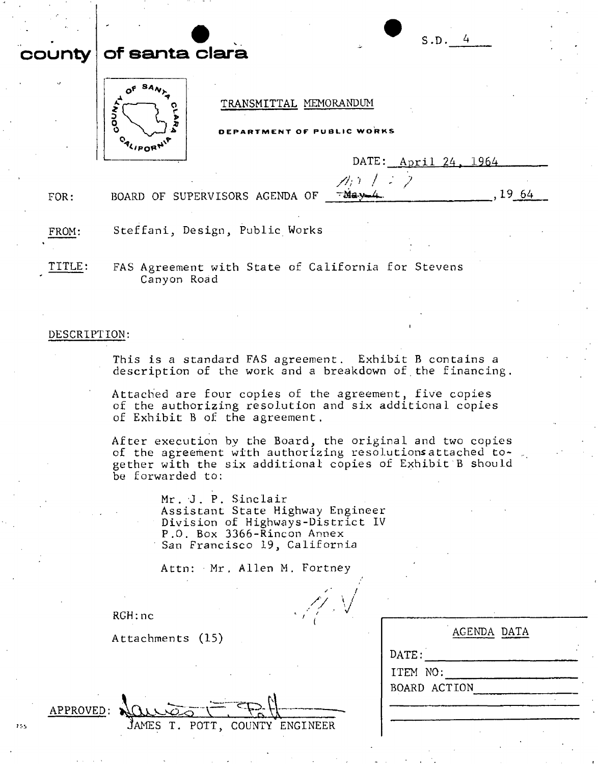S.D. 4

# county of santa clara

TRANSMITTAL MEMORANDUM

**DEPARTMENT OF PUBLIC WORKS**

DATE: April 24, 1964

FOR: BOARD OF SUPERVISORS AGENDA OF ~~May 4~~ 5/11/64, 19 64

FROM: Steffani, Design, Public Works

TITLE: FAS Agreement with State of California for Stevens Canyon Road

DESCRIPTION:

This is a standard FAS agreement. Exhibit B contains a description of the work and a breakdown of the financing.

Attached are four copies of the agreement, five copies of the authorizing resolution and six additional copies of Exhibit B of the agreement.

After execution by the Board, the original and two copies of the agreement with authorizing resolutions attached together with the six additional copies of Exhibit B should be forwarded to:

Mr. J. P. Sinclair
Assistant State Highway Engineer
Division of Highways-District IV
P.O. Box 3366-Rincon Annex
San Francisco 19, California

Attn: Mr. Allen M. Fortney

RGH:nc

Attachments (15)

APPROVED: James T. Pott
JAMES T. POTT, COUNTY ENGINEER

| AGENDA DATA |
|---|
| DATE: |
| ITEM NO: |
| BOARD ACTION |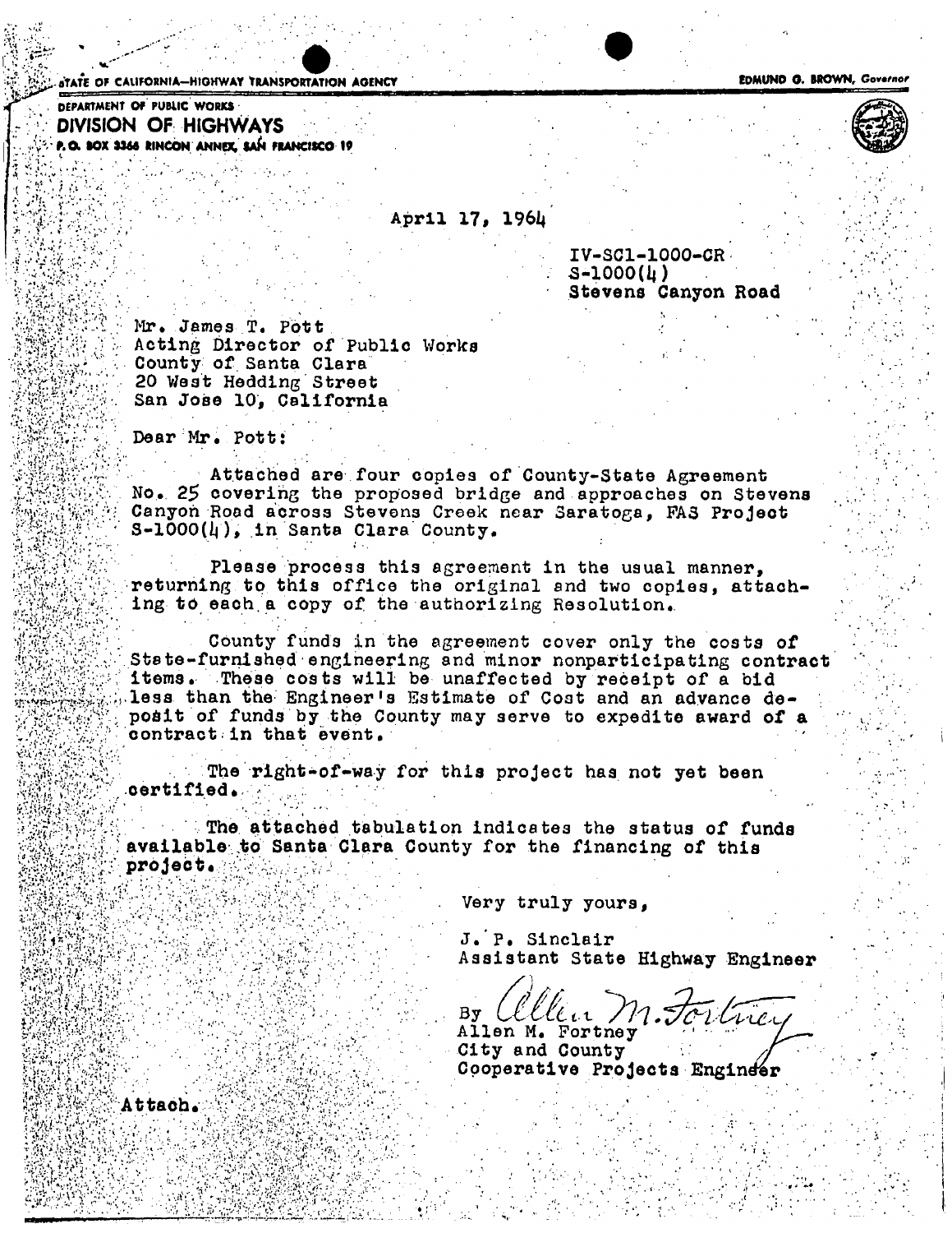STATE OF CALIFORNIA—HIGHWAY TRANSPORTATION AGENCY　　　　EDMUND G. BROWN, Governor

DEPARTMENT OF PUBLIC WORKS

**DIVISION OF HIGHWAYS**

P. O. BOX 3366 RINCON ANNEX, SAN FRANCISCO 19

April 17, 1964

IV-SCl-1000-CR
S-1000(4)
Stevens Canyon Road

Mr. James T. Pott
Acting Director of Public Works
County of Santa Clara
20 West Hedding Street
San Jose 10, California

Dear Mr. Pott:

Attached are four copies of County-State Agreement No. 25 covering the proposed bridge and approaches on Stevens Canyon Road across Stevens Creek near Saratoga, FAS Project S-1000(4), in Santa Clara County.

Please process this agreement in the usual manner, returning to this office the original and two copies, attaching to each a copy of the authorizing Resolution.

County funds in the agreement cover only the costs of State-furnished engineering and minor nonparticipating contract items. These costs will be unaffected by receipt of a bid less than the Engineer's Estimate of Cost and an advance deposit of funds by the County may serve to expedite award of a contract in that event.

The right-of-way for this project has not yet been certified.

The attached tabulation indicates the status of funds available to Santa Clara County for the financing of this project.

Very truly yours,

J. P. Sinclair
Assistant State Highway Engineer

By *Allen M. Fortney*
Allen M. Fortney
City and County
Cooperative Projects Engineer

Attach.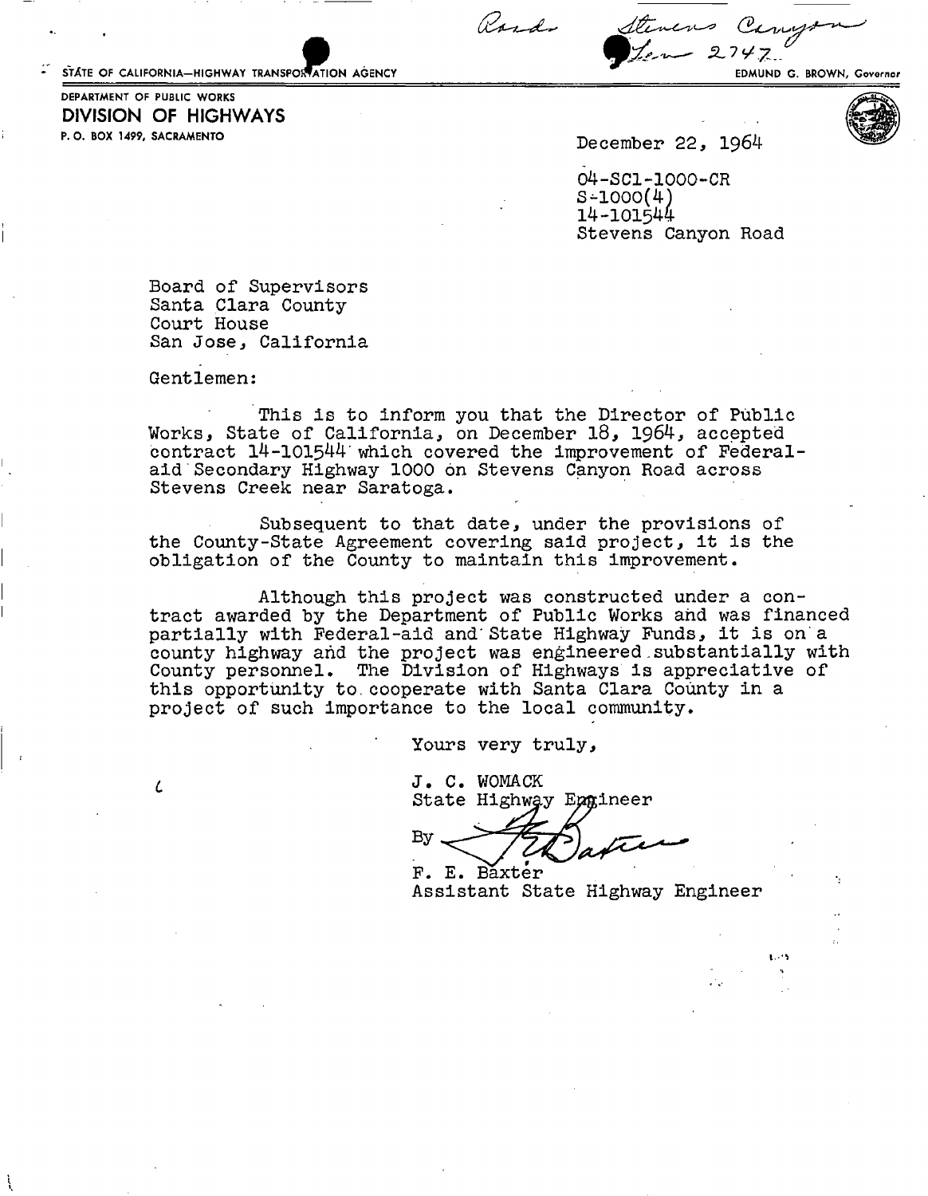Roads Stevens Canyon Len 2747

STATE OF CALIFORNIA—HIGHWAY TRANSPORTATION AGENCY

EDMUND G. BROWN, Governor

DEPARTMENT OF PUBLIC WORKS

**DIVISION OF HIGHWAYS**

P. O. BOX 1499, SACRAMENTO

December 22, 1964

04-SCl-1000-CR
S-1000(4)
14-101544
Stevens Canyon Road

Board of Supervisors
Santa Clara County
Court House
San Jose, California

Gentlemen:

This is to inform you that the Director of Public Works, State of California, on December 18, 1964, accepted contract 14-101544 which covered the improvement of Federal-aid Secondary Highway 1000 on Stevens Canyon Road across Stevens Creek near Saratoga.

Subsequent to that date, under the provisions of the County-State Agreement covering said project, it is the obligation of the County to maintain this improvement.

Although this project was constructed under a contract awarded by the Department of Public Works and was financed partially with Federal-aid and State Highway Funds, it is on a county highway and the project was engineered substantially with County personnel. The Division of Highways is appreciative of this opportunity to cooperate with Santa Clara County in a project of such importance to the local community.

Yours very truly,

J. C. WOMACK
State Highway Engineer

By F. E. Baxter

F. E. Baxter
Assistant State Highway Engineer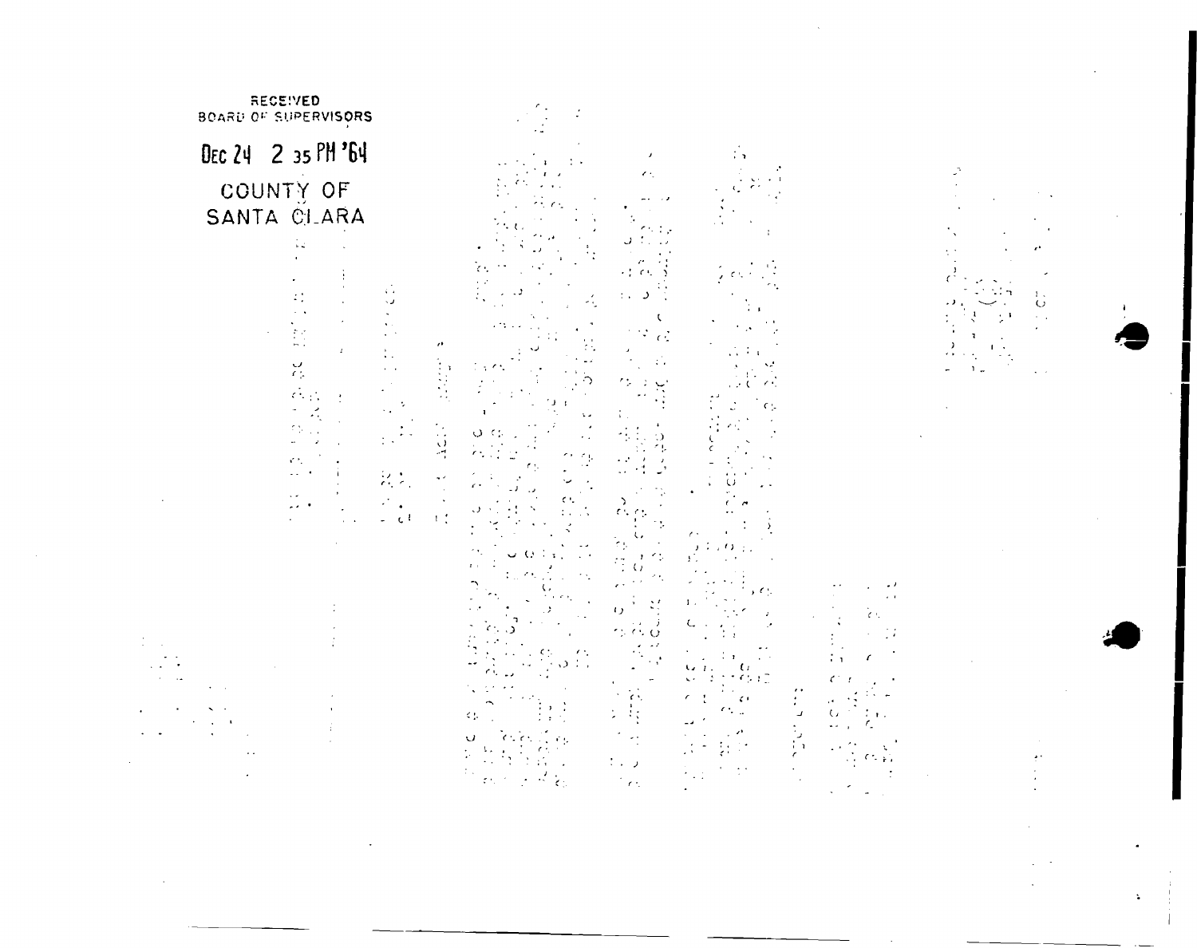RECEIVED
BOARD OF SUPERVISORS

DEC 24 2 35 PM '64

COUNTY OF
SANTA CLARA